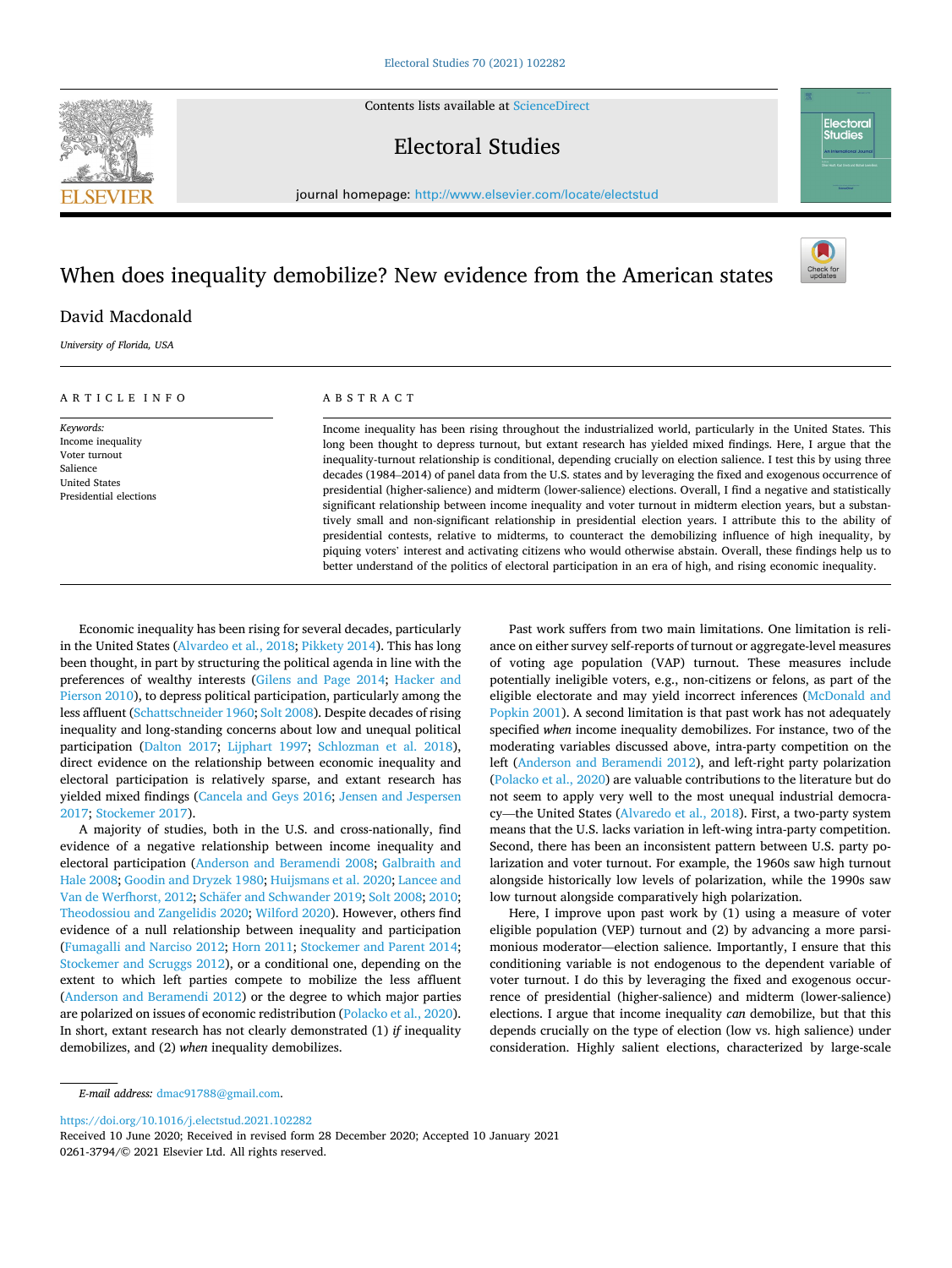# When does inequality demobilize? New evidence from the American states

David Macdonald

*University of Florida, USA*

## ARTICLE INFO

*Keywords:*
Income inequality
Voter turnout
Salience
United States
Presidential elections

## ABSTRACT

Income inequality has been rising throughout the industrialized world, particularly in the United States. This long been thought to depress turnout, but extant research has yielded mixed findings. Here, I argue that the inequality-turnout relationship is conditional, depending crucially on election salience. I test this by using three decades (1984–2014) of panel data from the U.S. states and by leveraging the fixed and exogenous occurrence of presidential (higher-salience) and midterm (lower-salience) elections. Overall, I find a negative and statistically significant relationship between income inequality and voter turnout in midterm election years, but a substantively small and non-significant relationship in presidential election years. I attribute this to the ability of presidential contests, relative to midterms, to counteract the demobilizing influence of high inequality, by piquing voters' interest and activating citizens who would otherwise abstain. Overall, these findings help us to better understand of the politics of electoral participation in an era of high, and rising economic inequality.

Economic inequality has been rising for several decades, particularly in the United States (Alvardeo et al., 2018; Pikkety 2014). This has long been thought, in part by structuring the political agenda in line with the preferences of wealthy interests (Gilens and Page 2014; Hacker and Pierson 2010), to depress political participation, particularly among the less affluent (Schattschneider 1960; Solt 2008). Despite decades of rising inequality and long-standing concerns about low and unequal political participation (Dalton 2017; Lijphart 1997; Schlozman et al. 2018), direct evidence on the relationship between income inequality and electoral participation is relatively sparse, and extant research has yielded mixed findings (Cancela and Geys 2016; Jensen and Jespersen 2017; Stockemer 2017).

A majority of studies, both in the U.S. and cross-nationally, find evidence of a negative relationship between income inequality and electoral participation (Anderson and Beramendi 2008; Galbraith and Hale 2008; Goodin and Dryzek 1980; Huijsmans et al. 2020; Lancee and Van de Werfhorst, 2012; Schäfer and Schwander 2019; Solt 2008; 2010; Theodossiou and Zangelidis 2020; Wilford 2020). However, others find evidence of a null relationship between inequality and participation (Fumagalli and Narciso 2012; Horn 2011; Stockemer and Parent 2014; Stockemer and Scruggs 2012), or a conditional one, depending on the extent to which left parties compete to mobilize the less affluent (Anderson and Beramendi 2012) or the degree to which major parties are polarized on issues of economic redistribution (Polacko et al., 2020). In short, extant research has not clearly demonstrated (1) *if* inequality demobilizes, and (2) *when* inequality demobilizes.

Past work suffers from two main limitations. One limitation is reliance on either survey self-reports of turnout or aggregate-level measures of voting age population (VAP) turnout. These measures include potentially ineligible voters, e.g., non-citizens or felons, as part of the eligible electorate and may yield incorrect inferences (McDonald and Popkin 2001). A second limitation is that past work has not adequately specified *when* income inequality demobilizes. For instance, two of the moderating variables discussed above, intra-party competition on the left (Anderson and Beramendi 2012), and left-right party polarization (Polacko et al., 2020) are valuable contributions to the literature but do not seem to apply very well to the most unequal industrial democracy—the United States (Alvaredo et al., 2018). First, a two-party system means that the U.S. lacks variation in left-wing intra-party competition. Second, there has been an inconsistent pattern between U.S. party polarization and voter turnout. For example, the 1960s saw high turnout alongside historically low levels of polarization, while the 1990s saw low turnout alongside comparatively high polarization.

Here, I improve upon past work by (1) using a measure of voter eligible population (VEP) turnout and (2) by advancing a more parsimonious moderator—election salience. Importantly, I ensure that this conditioning variable is not endogenous to the dependent variable of voter turnout. I do this by leveraging the fixed and exogenous occurrence of presidential (higher-salience) and midterm (lower-salience) elections. I argue that income inequality *can* demobilize, but that this depends crucially on the type of election (low vs. high salience) under consideration. Highly salient elections, characterized by large-scale

*E-mail address:* dmac91788@gmail.com.

https://doi.org/10.1016/j.electstud.2021.102282
Received 10 June 2020; Received in revised form 28 December 2020; Accepted 10 January 2021
0261-3794/© 2021 Elsevier Ltd. All rights reserved.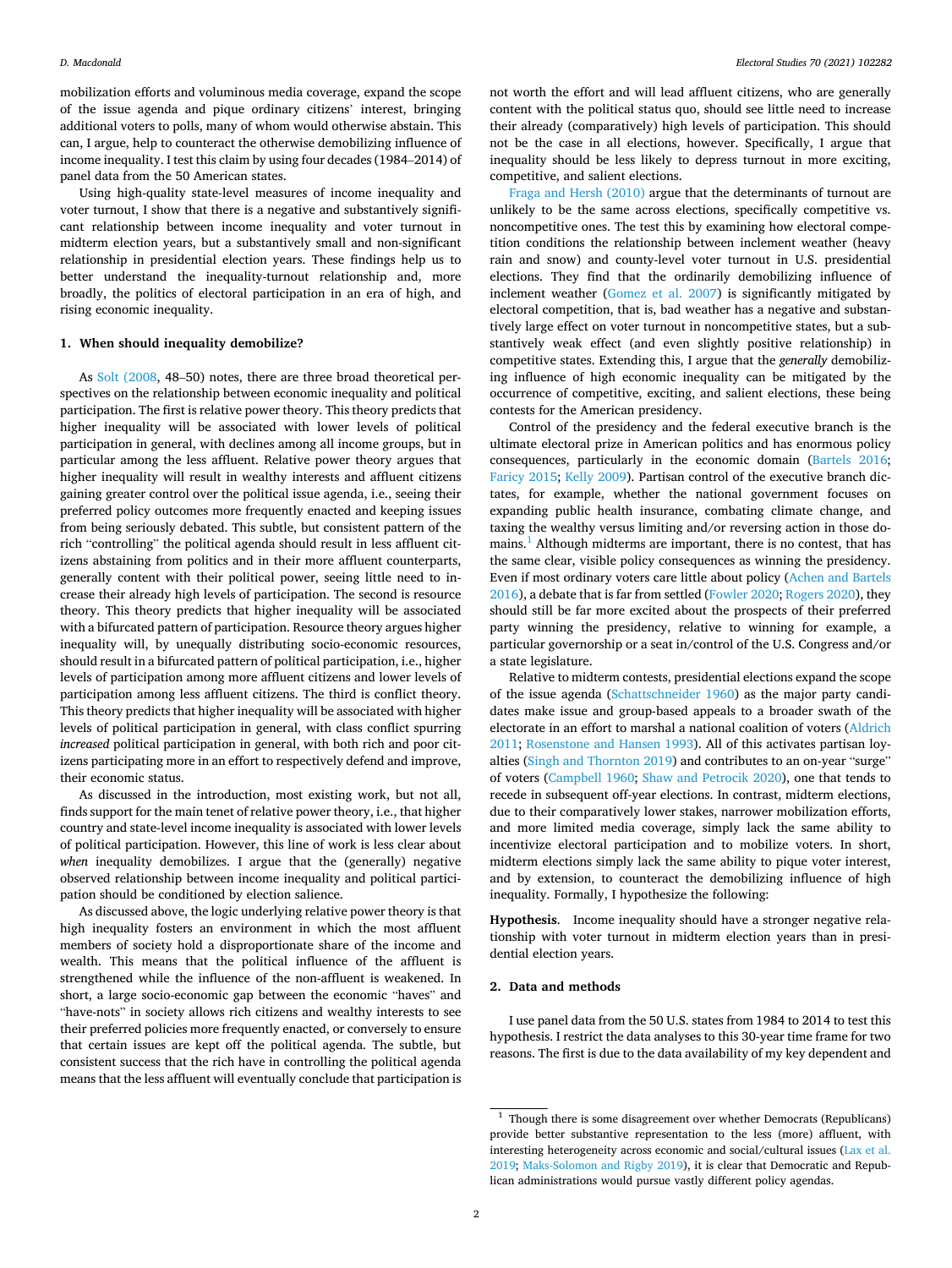mobilization efforts and voluminous media coverage, expand the scope of the issue agenda and pique ordinary citizens' interest, bringing additional voters to polls, many of whom would otherwise abstain. This can, I argue, help to counteract the otherwise demobilizing influence of income inequality. I test this claim by using four decades (1984–2014) of panel data from the 50 American states.

Using high-quality state-level measures of income inequality and voter turnout, I show that there is a negative and substantively significant relationship between income inequality and voter turnout in midterm election years, but a substantively small and non-significant relationship in presidential election years. These findings help us to better understand the inequality-turnout relationship and, more broadly, the politics of electoral participation in an era of high, and rising economic inequality.

## 1. When should inequality demobilize?

As Solt (2008, 48–50) notes, there are three broad theoretical perspectives on the relationship between economic inequality and political participation. The first is relative power theory. This theory predicts that higher inequality will be associated with lower levels of political participation in general, with declines among all income groups, but in particular among the less affluent. Relative power theory argues that higher inequality will result in wealthy interests and affluent citizens gaining greater control over the political issue agenda, i.e., seeing their preferred policy outcomes more frequently enacted and keeping issues from being seriously debated. This subtle, but consistent pattern of the rich "controlling" the political agenda should result in less affluent citizens abstaining from politics and in their more affluent counterparts, generally content with their political power, seeing little need to increase their already high levels of participation. The second is resource theory. This theory predicts that higher inequality will be associated with a bifurcated pattern of participation. Resource theory argues higher inequality will, by unequally distributing socio-economic resources, should result in a bifurcated pattern of political participation, i.e., higher levels of participation among more affluent citizens and lower levels of participation among less affluent citizens. The third is conflict theory. This theory predicts that higher inequality will be associated with higher levels of political participation in general, with class conflict spurring *increased* political participation in general, with both rich and poor citizens participating more in an effort to respectively defend and improve, their economic status.

As discussed in the introduction, most existing work, but not all, finds support for the main tenet of relative power theory, i.e., that higher country and state-level income inequality is associated with lower levels of political participation. However, this line of work is less clear about *when* inequality demobilizes. I argue that the (generally) negative observed relationship between income inequality and political participation should be conditioned by election salience.

As discussed above, the logic underlying relative power theory is that high inequality fosters an environment in which the most affluent members of society hold a disproportionate share of the income and wealth. This means that the political influence of the affluent is strengthened while the influence of the non-affluent is weakened. In short, a large socio-economic gap between the economic "haves" and "have-nots" in society allows rich citizens and wealthy interests to see their preferred policies more frequently enacted, or conversely to ensure that certain issues are kept off the political agenda. The subtle, but consistent success that the rich have in controlling the political agenda means that the less affluent will eventually conclude that participation is not worth the effort and will lead affluent citizens, who are generally content with the political status quo, should see little need to increase their already (comparatively) high levels of participation. This should not be the case in all elections, however. Specifically, I argue that inequality should be less likely to depress turnout in more exciting, competitive, and salient elections.

Fraga and Hersh (2010) argue that the determinants of turnout are unlikely to be the same across elections, specifically competitive vs. noncompetitive ones. The test this by examining how electoral competition conditions the relationship between inclement weather (heavy rain and snow) and county-level voter turnout in U.S. presidential elections. They find that the ordinarily demobilizing influence of inclement weather (Gomez et al. 2007) is significantly mitigated by electoral competition, that is, bad weather has a negative and substantively large effect on voter turnout in noncompetitive states, but a substantively weak effect (and even slightly positive relationship) in competitive states. Extending this, I argue that the *generally* demobilizing influence of high economic inequality can be mitigated by the occurrence of competitive, exciting, and salient elections, these being contests for the American presidency.

Control of the presidency and the federal executive branch is the ultimate electoral prize in American politics and has enormous policy consequences, particularly in the economic domain (Bartels 2016; Faricy 2015; Kelly 2009). Partisan control of the executive branch dictates, for example, whether the national government focuses on expanding public health insurance, combating climate change, and taxing the wealthy versus limiting and/or reversing action in those domains.[1] Although midterms are important, there is no contest, that has the same clear, visible policy consequences as winning the presidency. Even if most ordinary voters care little about policy (Achen and Bartels 2016), a debate that is far from settled (Fowler 2020; Rogers 2020), they should still be far more excited about the prospects of their preferred party winning the presidency, relative to winning for example, a particular governorship or a seat in/control of the U.S. Congress and/or a state legislature.

Relative to midterm contests, presidential elections expand the scope of the issue agenda (Schattschneider 1960) as the major party candidates make issue and group-based appeals to a broader swath of the electorate in an effort to marshal a national coalition of voters (Aldrich 2011; Rosenstone and Hansen 1993). All of this activates partisan loyalties (Singh and Thornton 2019) and contributes to an on-year "surge" of voters (Campbell 1960; Shaw and Petrocik 2020), one that tends to recede in subsequent off-year elections. In contrast, midterm elections, due to their comparatively lower stakes, narrower mobilization efforts, and more limited media coverage, simply lack the same ability to incentivize electoral participation and to mobilize voters. In short, midterm elections simply lack the same ability to pique voter interest, and by extension, to counteract the demobilizing influence of high inequality. Formally, I hypothesize the following:

**Hypothesis.** Income inequality should have a stronger negative relationship with voter turnout in midterm election years than in presidential election years.

## 2. Data and methods

I use panel data from the 50 U.S. states from 1984 to 2014 to test this hypothesis. I restrict the data analyses to this 30-year time frame for two reasons. The first is due to the data availability of my key dependent and

---

[1] Though there is some disagreement over whether Democrats (Republicans) provide better substantive representation to the less (more) affluent, with interesting heterogeneity across economic and social/cultural issues (Lax et al. 2019; Maks-Solomon and Rigby 2019), it is clear that Democratic and Republican administrations would pursue vastly different policy agendas.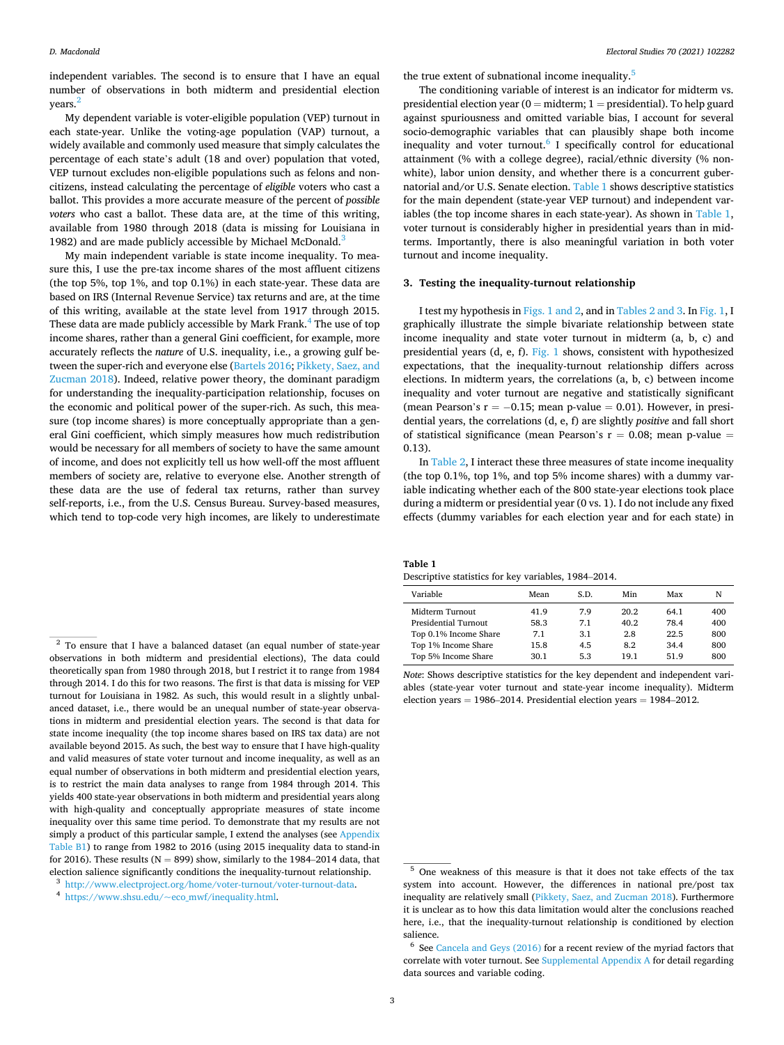independent variables. The second is to ensure that I have an equal number of observations in both midterm and presidential election years.[2]

My dependent variable is voter-eligible population (VEP) turnout in each state-year. Unlike the voting-age population (VAP) turnout, a widely available and commonly used measure that simply calculates the percentage of each state's adult (18 and over) population that voted, VEP turnout excludes non-eligible populations such as felons and non-citizens, instead calculating the percentage of *eligible* voters who cast a ballot. This provides a more accurate measure of the percent of *possible voters* who cast a ballot. These data are, at the time of this writing, available from 1980 through 2018 (data is missing for Louisiana in 1982) and are made publicly accessible by Michael McDonald.[3]

My main independent variable is state income inequality. To measure this, I use the pre-tax income shares of the most affluent citizens (the top 5%, top 1%, and top 0.1%) in each state-year. These data are based on IRS (Internal Revenue Service) tax returns and are, at the time of this writing, available at the state level from 1917 through 2015. These data are made publicly accessible by Mark Frank.[4] The use of top income shares, rather than a general Gini coefficient, for example, more accurately reflects the *nature* of U.S. inequality, i.e., a growing gulf between the super-rich and everyone else (Bartels 2016; Pikkety, Saez, and Zucman 2018). Indeed, relative power theory, the dominant paradigm for understanding the inequality-participation relationship, focuses on the economic and political power of the super-rich. As such, this measure (top income shares) is more conceptually appropriate than a general Gini coefficient, which simply measures how much redistribution would be necessary for all members of society to have the same amount of income, and does not explicitly tell us how well-off the most affluent members of society are, relative to everyone else. Another strength of these data are the use of federal tax returns, rather than survey self-reports, i.e., from the U.S. Census Bureau. Survey-based measures, which tend to top-code very high incomes, are likely to underestimate the true extent of subnational income inequality.[5]

The conditioning variable of interest is an indicator for midterm vs. presidential election year (0 = midterm; 1 = presidential). To help guard against spuriousness and omitted variable bias, I account for several socio-demographic variables that can plausibly shape both income inequality and voter turnout.[6] I specifically control for educational attainment (% with a college degree), racial/ethnic diversity (% non-white), labor union density, and whether there is a concurrent gubernatorial and/or U.S. Senate election. Table 1 shows descriptive statistics for the main dependent (state-year VEP turnout) and independent variables (the top income shares in each state-year). As shown in Table 1, voter turnout is considerably higher in presidential years than in midterms. Importantly, there is also meaningful variation in both voter turnout and income inequality.

## 3. Testing the inequality-turnout relationship

I test my hypothesis in Figs. 1 and 2, and in Tables 2 and 3. In Fig. 1, I graphically illustrate the simple bivariate relationship between state income inequality and state voter turnout in midterm (a, b, c) and presidential years (d, e, f). Fig. 1 shows, consistent with hypothesized expectations, that the inequality-turnout relationship differs across elections. In midterm years, the correlations (a, b, c) between income inequality and voter turnout are negative and statistically significant (mean Pearson's r = −0.15; mean p-value = 0.01). However, in presidential years, the correlations (d, e, f) are slightly *positive* and fall short of statistical significance (mean Pearson's r = 0.08; mean p-value = 0.13).

In Table 2, I interact these three measures of state income inequality (the top 0.1%, top 1%, and top 5% income shares) with a dummy variable indicating whether each of the 800 state-year elections took place during a midterm or presidential year (0 vs. 1). I do not include any fixed effects (dummy variables for each election year and for each state) in

**Table 1**
Descriptive statistics for key variables, 1984–2014.

| Variable | Mean | S.D. | Min | Max | N |
|---|---|---|---|---|---|
| Midterm Turnout | 41.9 | 7.9 | 20.2 | 64.1 | 400 |
| Presidential Turnout | 58.3 | 7.1 | 40.2 | 78.4 | 400 |
| Top 0.1% Income Share | 7.1 | 3.1 | 2.8 | 22.5 | 800 |
| Top 1% Income Share | 15.8 | 4.5 | 8.2 | 34.4 | 800 |
| Top 5% Income Share | 30.1 | 5.3 | 19.1 | 51.9 | 800 |

*Note*: Shows descriptive statistics for the key dependent and independent variables (state-year voter turnout and state-year income inequality). Midterm election years = 1986–2014. Presidential election years = 1984–2012.

---

[2] To ensure that I have a balanced dataset (an equal number of state-year observations in both midterm and presidential elections), The data could theoretically span from 1980 through 2018, but I restrict it to range from 1984 through 2014. I do this for two reasons. The first is that data is missing for VEP turnout for Louisiana in 1982. As such, this would result in a slightly unbalanced dataset, i.e., there would be an unequal number of state-year observations in midterm and presidential election years. The second is that data for state income inequality (the top income shares based on IRS tax data) are not available beyond 2015. As such, the best way to ensure that I have high-quality and valid measures of state voter turnout and income inequality, as well as an equal number of observations in both midterm and presidential election years, is to restrict the main data analyses to range from 1984 through 2014. This yields 400 state-year observations in both midterm and presidential years along with high-quality and conceptually appropriate measures of state income inequality over this same time period. To demonstrate that my results are not simply a product of this particular sample, I extend the analyses (see Appendix Table B1) to range from 1982 to 2016 (using 2015 inequality data to stand-in for 2016). These results (N = 899) show, similarly to the 1984–2014 data, that election salience significantly conditions the inequality-turnout relationship.

[3] http://www.electproject.org/home/voter-turnout/voter-turnout-data.

[4] https://www.shsu.edu/~eco_mwf/inequality.html.

[5] One weakness of this measure is that it does not take effects of the tax system into account. However, the differences in national pre/post tax inequality are relatively small (Pikkety, Saez, and Zucman 2018). Furthermore it is unclear as to how this data limitation would alter the conclusions reached here, i.e., that the inequality-turnout relationship is conditioned by election salience.

[6] See Cancela and Geys (2016) for a recent review of the myriad factors that correlate with voter turnout. See Supplemental Appendix A for detail regarding data sources and variable coding.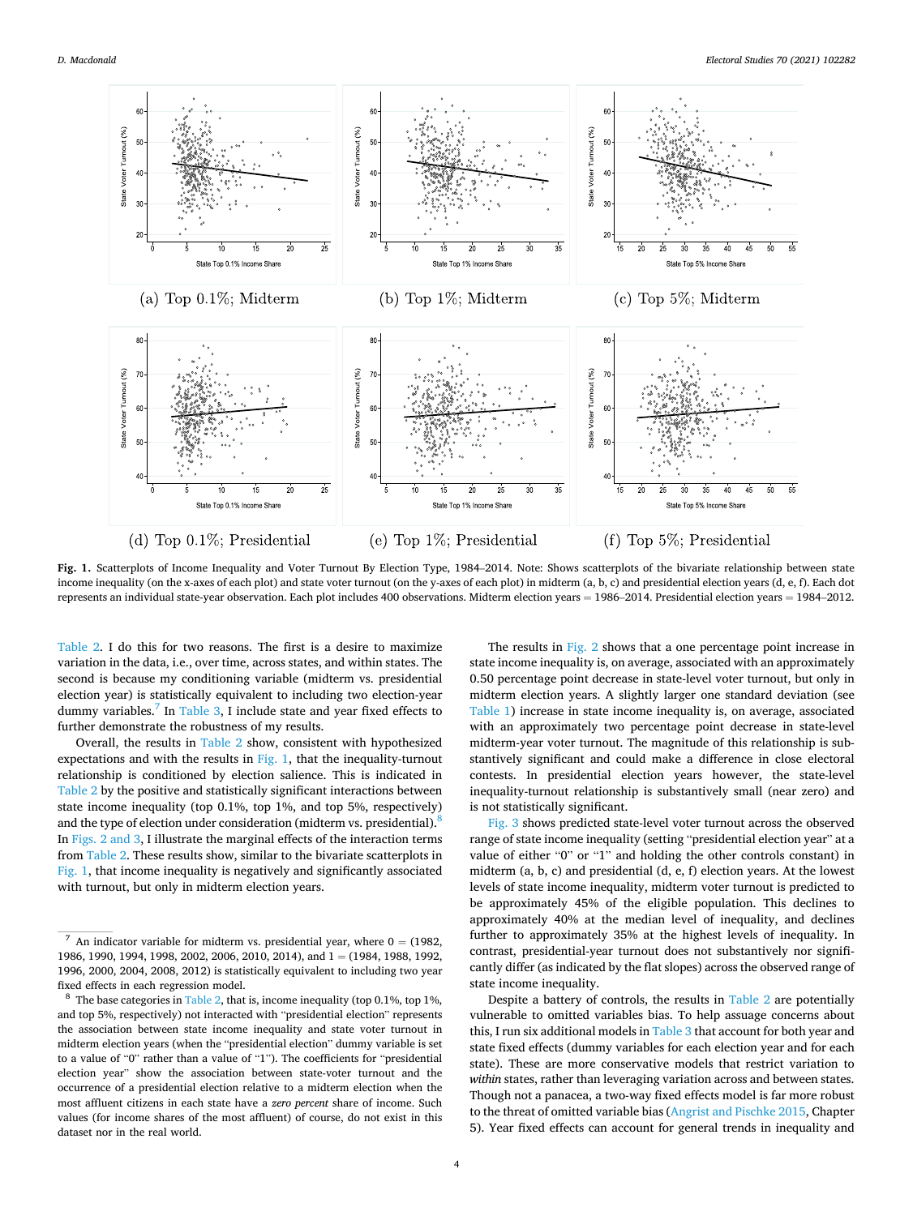(a) Top 0.1%; Midterm

(b) Top 1%; Midterm

(c) Top 5%; Midterm

(d) Top 0.1%; Presidential

(e) Top 1%; Presidential

(f) Top 5%; Presidential

**Fig. 1.** Scatterplots of Income Inequality and Voter Turnout By Election Type, 1984–2014. Note: Shows scatterplots of the bivariate relationship between state income inequality (on the x-axes of each plot) and state voter turnout (on the y-axes of each plot) in midterm (a, b, c) and presidential election years (d, e, f). Each dot represents an individual state-year observation. Each plot includes 400 observations. Midterm election years = 1986–2014. Presidential election years = 1984–2012.

Table 2. I do this for two reasons. The first is a desire to maximize variation in the data, i.e., over time, across states, and within states. The second is because my conditioning variable (midterm vs. presidential election year) is statistically equivalent to including two election-year dummy variables.[7] In Table 3, I include state and year fixed effects to further demonstrate the robustness of my results.

Overall, the results in Table 2 show, consistent with hypothesized expectations and with the results in Fig. 1, that the inequality-turnout relationship is conditioned by election salience. This is indicated in Table 2 by the positive and statistically significant interactions between state income inequality (top 0.1%, top 1%, and top 5%, respectively) and the type of election under consideration (midterm vs. presidential).[8] In Figs. 2 and 3, I illustrate the marginal effects of the interaction terms from Table 2. These results show, similar to the bivariate scatterplots in Fig. 1, that income inequality is negatively and significantly associated with turnout, but only in midterm election years.

The results in Fig. 2 shows that a one percentage point increase in state income inequality is, on average, associated with an approximately 0.50 percentage point decrease in state-level voter turnout, but only in midterm election years. A slightly larger one standard deviation (see Table 1) increase in state income inequality is, on average, associated with an approximately two percentage point decrease in state-level midterm-year voter turnout. The magnitude of this relationship is substantively significant and could make a difference in close electoral contests. In presidential election years however, the state-level inequality-turnout relationship is substantively small (near zero) and is not statistically significant.

Fig. 3 shows predicted state-level voter turnout across the observed range of state income inequality (setting "presidential election year" at a value of either "0" or "1" and holding the other controls constant) in midterm (a, b, c) and presidential (d, e, f) election years. At the lowest levels of state income inequality, midterm voter turnout is predicted to be approximately 45% of the eligible population. This declines to approximately 40% at the median level of inequality, and declines further to approximately 35% at the highest levels of inequality. In contrast, presidential-year turnout does not substantively nor significantly differ (as indicated by the flat slopes) across the observed range of state income inequality.

Despite a battery of controls, the results in Table 2 are potentially vulnerable to omitted variables bias. To help assuage concerns about this, I run six additional models in Table 3 that account for both year and state fixed effects (dummy variables for each election year and for each state). These are more conservative models that restrict variation to *within* states, rather than leveraging variation across and between states. Though not a panacea, a two-way fixed effects model is far more robust to the threat of omitted variable bias (Angrist and Pischke 2015, Chapter 5). Year fixed effects can account for general trends in inequality and

[7] An indicator variable for midterm vs. presidential year, where 0 = (1982, 1986, 1990, 1994, 1998, 2002, 2006, 2010, 2014), and 1 = (1984, 1988, 1992, 1996, 2000, 2004, 2008, 2012) is statistically equivalent to including two year fixed effects in each regression model.

[8] The base categories in Table 2, that is, income inequality (top 0.1%, top 1%, and top 5%, respectively) not interacted with "presidential election" represents the association between state income inequality and state voter turnout in midterm election years (when the "presidential election" dummy variable is set to a value of "0" rather than a value of "1"). The coefficients for "presidential election year" show the association between state-voter turnout and the occurrence of a presidential election relative to a midterm election when the most affluent citizens in each state have a *zero percent* share of income. Such values (for income shares of the most affluent) of course, do not exist in this dataset nor in the real world.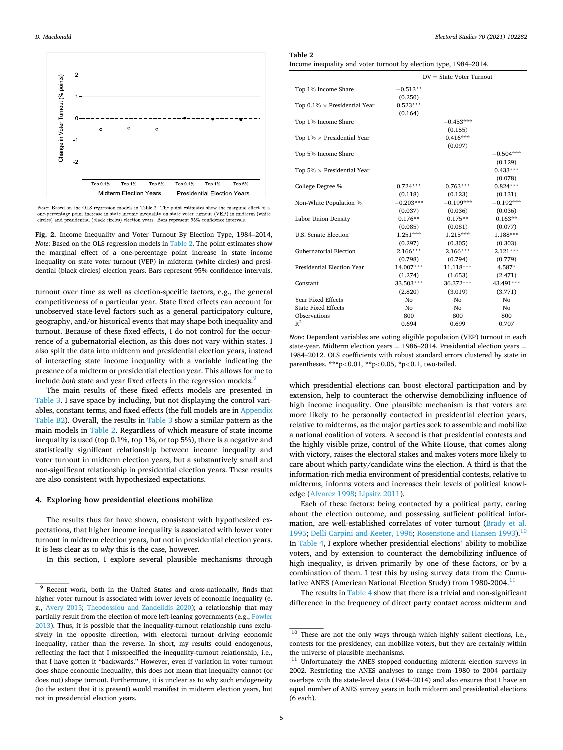Fig. 2. Income Inequality and Voter Turnout By Election Type, 1984–2014, *Note*: Based on the OLS regression models in Table 2. The point estimates show the marginal effect of a one-percentage point increase in state income inequality on state voter turnout (VEP) in midterm (white circles) and presidential (black circles) election years. Bars represent 95% confidence intervals.

turnout over time as well as election-specific factors, e.g., the general competitiveness of a particular year. State fixed effects can account for unobserved state-level factors such as a general participatory culture, geography, and/or historical events that may shape both inequality and turnout. Because of these fixed effects, I do not control for the occurrence of a gubernatorial election, as this does not vary within states. I also split the data into midterm and presidential election years, instead of interacting state income inequality with a variable indicating the presence of a midterm or presidential election year. This allows for me to include *both* state and year fixed effects in the regression models.[9]

The main results of these fixed effects models are presented in Table 3. I save space by including, but not displaying the control variables, constant terms, and fixed effects (the full models are in Appendix Table B2). Overall, the results in Table 3 show a similar pattern as the main models in Table 2. Regardless of which measure of state income inequality is used (top 0.1%, top 1%, or top 5%), there is a negative and statistically significant relationship between income inequality and voter turnout in midterm election years, but a substantively small and non-significant relationship in presidential election years. These results are also consistent with hypothesized expectations.

## 4. Exploring how presidential elections mobilize

The results thus far have shown, consistent with hypothesized expectations, that higher income inequality is associated with lower voter turnout in midterm election years, but not in presidential election years. It is less clear as to *why* this is the case, however.

In this section, I explore several plausible mechanisms through

**Table 2**
Income inequality and voter turnout by election type, 1984–2014.

| | DV = State Voter Turnout | | |
|---|---|---|---|
| Top 1% Income Share | −0.513** | | |
| | (0.250) | | |
| Top 0.1% × Presidential Year | 0.523*** | | |
| | (0.164) | | |
| Top 1% Income Share | | −0.453*** | |
| | | (0.155) | |
| Top 1% × Presidential Year | | 0.416*** | |
| | | (0.097) | |
| Top 5% Income Share | | | −0.504*** |
| | | | (0.129) |
| Top 5% × Presidential Year | | | 0.433*** |
| | | | (0.078) |
| College Degree % | 0.724*** | 0.763*** | 0.824*** |
| | (0.118) | (0.123) | (0.131) |
| Non-White Population % | −0.203*** | −0.199*** | −0.192*** |
| | (0.037) | (0.036) | (0.036) |
| Labor Union Density | 0.176** | 0.175** | 0.163** |
| | (0.085) | (0.081) | (0.077) |
| U.S. Senate Election | 1.251*** | 1.215*** | 1.188*** |
| | (0.297) | (0.305) | (0.303) |
| Gubernatorial Election | 2.166*** | 2.166*** | 2.121*** |
| | (0.798) | (0.794) | (0.779) |
| Presidential Election Year | 14.007*** | 11.118*** | 4.587* |
| | (1.274) | (1.653) | (2.471) |
| Constant | 33.503*** | 36.372*** | 43.491*** |
| | (2.820) | (3.019) | (3.771) |
| Year Fixed Effects | No | No | No |
| State Fixed Effects | No | No | No |
| Observations | 800 | 800 | 800 |
| $R^2$ | 0.694 | 0.699 | 0.707 |

*Note*: Dependent variables are voting eligible population (VEP) turnout in each state-year. Midterm election years = 1986–2014. Presidential election years = 1984–2012. OLS coefficients with robust standard errors clustered by state in parentheses. ***p<0.01, **p<0.05, *p<0.1, two-tailed.

which presidential elections can boost electoral participation and by extension, help to counteract the otherwise demobilizing influence of high income inequality. One plausible mechanism is that voters are more likely to be personally contacted in presidential election years, relative to midterms, as the major parties seek to assemble and mobilize a national coalition of voters. A second is that presidential contests and the highly visible prize, control of the White House, that comes along with victory, raises the electoral stakes and makes voters more likely to care about which party/candidate wins the election. A third is that the information-rich media environment of presidential contests, relative to midterms, informs voters and increases their levels of political knowledge (Alvarez 1998; Lipsitz 2011).

Each of these factors: being contacted by a political party, caring about the election outcome, and possessing sufficient political information, are well-established correlates of voter turnout (Brady et al. 1995; Delli Carpini and Keeter, 1996; Rosenstone and Hansen 1993).[10] In Table 4, I explore whether presidential elections' ability to mobilize voters, and by extension to counteract the demobilizing influence of high inequality, is driven primarily by one of these factors, or by a combination of them. I test this by using survey data from the Cumulative ANES (American National Election Study) from 1980-2004.[11]

The results in Table 4 show that there is a trivial and non-significant difference in the frequency of direct party contact across midterm and

[9] Recent work, both in the United States and cross-nationally, finds that higher voter turnout is associated with lower levels of economic inequality (e.g., Avery 2015; Theodossiou and Zandelidis 2020); a relationship that may partially result from the election of more left-leaning governments (e.g., Fowler 2013). Thus, it is possible that the inequality-turnout relationship runs exclusively in the opposite direction, with electoral turnout driving economic inequality, rather than the reverse. In short, my results could endogenous, reflecting the fact that I misspecified the inequality-turnout relationship, i.e., that I have gotten it "backwards." However, even if variation in voter turnout does shape economic inequality, this does not mean that inequality cannot (or does not) shape turnout. Furthermore, it is unclear as to why such endogeneity (to the extent that it is present) would manifest in midterm election years, but not in presidential election years.

[10] These are not the only ways through which highly salient elections, i.e., contests for the presidency, can mobilize voters, but they are certainly within the universe of plausible mechanisms.

[11] Unfortunately the ANES stopped conducting midterm election surveys in 2002. Restricting the ANES analyses to range from 1980 to 2004 partially overlaps with the state-level data (1984–2014) and also ensures that I have an equal number of ANES survey years in both midterm and presidential elections (6 each).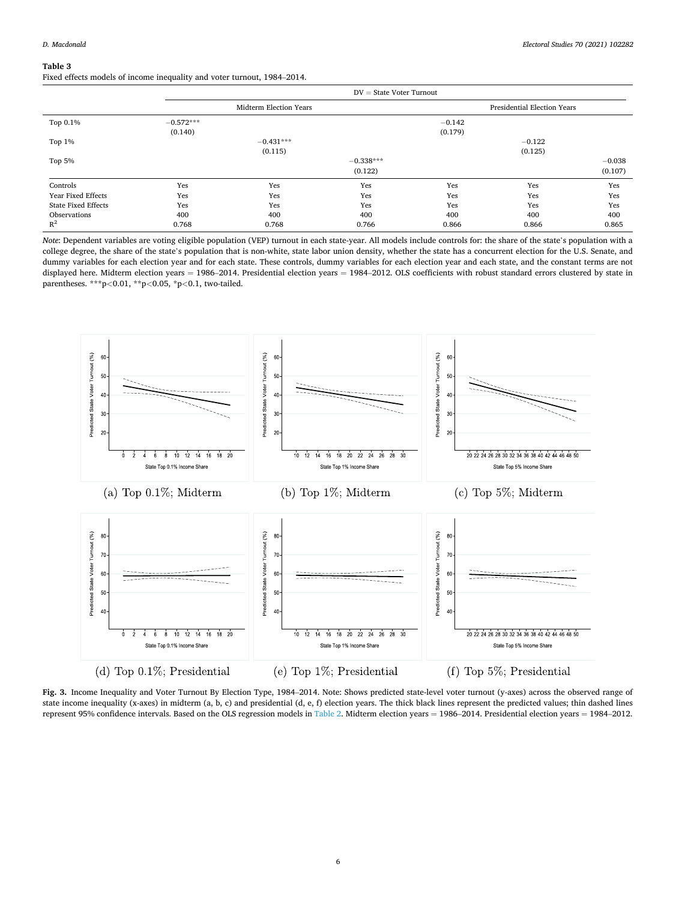**Table 3**
Fixed effects models of income inequality and voter turnout, 1984–2014.

| | DV = State Voter Turnout | | | | | |
|---|---|---|---|---|---|---|
| | Midterm Election Years | | | Presidential Election Years | | |
| Top 0.1% | −0.572*** (0.140) | | | −0.142 (0.179) | | |
| Top 1% | | −0.431*** (0.115) | | | −0.122 (0.125) | |
| Top 5% | | | −0.338*** (0.122) | | | −0.038 (0.107) |
| Controls | Yes | Yes | Yes | Yes | Yes | Yes |
| Year Fixed Effects | Yes | Yes | Yes | Yes | Yes | Yes |
| State Fixed Effects | Yes | Yes | Yes | Yes | Yes | Yes |
| Observations | 400 | 400 | 400 | 400 | 400 | 400 |
| $R^2$ | 0.768 | 0.768 | 0.766 | 0.866 | 0.866 | 0.865 |

*Note*: Dependent variables are voting eligible population (VEP) turnout in each state-year. All models include controls for: the share of the state's population with a college degree, the share of the state's population that is non-white, state labor union density, whether the state has a concurrent election for the U.S. Senate, and dummy variables for each election year and for each state. These controls, dummy variables for each election year and each state, and the constant terms are not displayed here. Midterm election years = 1986–2014. Presidential election years = 1984–2012. OLS coefficients with robust standard errors clustered by state in parentheses. ***p<0.01, **p<0.05, *p<0.1, two-tailed.

(a) Top 0.1%; Midterm

(b) Top 1%; Midterm

(c) Top 5%; Midterm

(d) Top 0.1%; Presidential

(e) Top 1%; Presidential

(f) Top 5%; Presidential

**Fig. 3.** Income Inequality and Voter Turnout By Election Type, 1984–2014. Note: Shows predicted state-level voter turnout (y-axes) across the observed range of state income inequality (x-axes) in midterm (a, b, c) and presidential (d, e, f) election years. The thick black lines represent the predicted values; thin dashed lines represent 95% confidence intervals. Based on the OLS regression models in Table 2. Midterm election years = 1986–2014. Presidential election years = 1984–2012.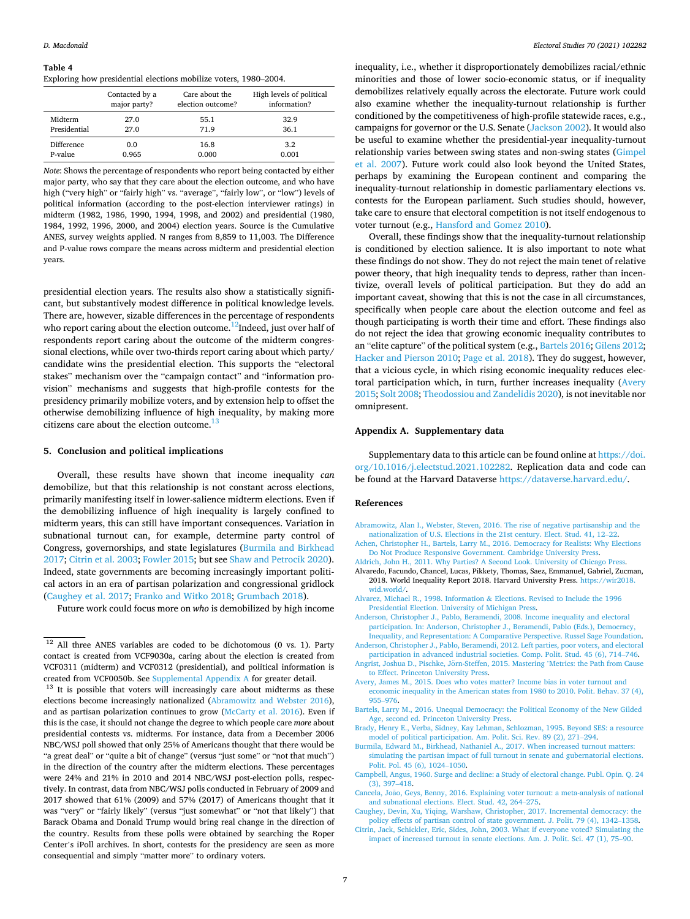**Table 4**
Exploring how presidential elections mobilize voters, 1980–2004.

| | Contacted by a major party? | Care about the election outcome? | High levels of political information? |
|---|---|---|---|
| Midterm | 27.0 | 55.1 | 32.9 |
| Presidential | 27.0 | 71.9 | 36.1 |
| Difference | 0.0 | 16.8 | 3.2 |
| P-value | 0.965 | 0.000 | 0.001 |

*Note*: Shows the percentage of respondents who report being contacted by either major party, who say that they care about the election outcome, and who have high ("very high" or "fairly high" vs. "average", "fairly low", or "low") levels of political information (according to the post-election interviewer ratings) in midterm (1982, 1986, 1990, 1994, 1998, and 2002) and presidential (1980, 1984, 1992, 1996, 2000, and 2004) election years. Source is the Cumulative ANES, survey weights applied. N ranges from 8,859 to 11,003. The Difference and P-value rows compare the means across midterm and presidential election years.

presidential election years. The results also show a statistically significant, but substantively modest difference in political knowledge levels. There are, however, sizable differences in the percentage of respondents who report caring about the election outcome.[12] Indeed, just over half of respondents report caring about the outcome of the midterm congressional elections, while over two-thirds report caring about which party/candidate wins the presidential election. This supports the "electoral stakes" mechanism over the "campaign contact" and "information provision" mechanisms and suggests that high-profile contests for the presidency primarily mobilize voters, and by extension help to offset the otherwise demobilizing influence of high inequality, by making more citizens care about the election outcome.[13]

## 5. Conclusion and political implications

Overall, these results have shown that income inequality *can* demobilize, but that this relationship is not constant across elections, primarily manifesting itself in lower-salience midterm elections. Even if the demobilizing influence of high inequality is largely confined to midterm years, this can still have important consequences. Variation in subnational turnout can, for example, determine party control of Congress, governorships, and state legislatures (Burmila and Birkhead 2017; Citrin et al. 2003; Fowler 2015; but see Shaw and Petrocik 2020). Indeed, state governments are becoming increasingly important political actors in an era of partisan polarization and congressional gridlock (Caughey et al. 2017; Franko and Witko 2018; Grumbach 2018).

Future work could focus more on *who* is demobilized by high income inequality, i.e., whether it disproportionately demobilizes racial/ethnic minorities and those of lower socio-economic status, or if inequality demobilizes relatively equally across the electorate. Future work could also examine whether the inequality-turnout relationship is further conditioned by the competitiveness of high-profile statewide races, e.g., campaigns for governor or the U.S. Senate (Jackson 2002). It would also be useful to examine whether the presidential-year inequality-turnout relationship varies between swing states and non-swing states (Gimpel et al. 2007). Future work could also look beyond the United States, perhaps by examining the European continent and comparing the inequality-turnout relationship in domestic parliamentary elections vs. contests for the European parliament. Such studies should, however, take care to ensure that electoral competition is not itself endogenous to voter turnout (e.g., Hansford and Gomez 2010).

Overall, these findings show that the inequality-turnout relationship is conditioned by election salience. It is also important to note what these findings do not show. They do not reject the main tenet of relative power theory, that high inequality tends to depress, rather than incentivize, overall levels of political participation. But they do add an important caveat, showing that this is not the case in all circumstances, specifically when people care about the election outcome and feel as though participating is worth their time and effort. These findings also do not reject the idea that growing economic inequality contributes to an "elite capture" of the political system (e.g., Bartels 2016; Gilens 2012; Hacker and Pierson 2010; Page et al. 2018). They do suggest, however, that a vicious cycle, in which rising economic inequality reduces electoral participation which, in turn, further increases inequality (Avery 2015; Solt 2008; Theodossiou and Zandelidis 2020), is not inevitable nor omnipresent.

## Appendix A. Supplementary data

Supplementary data to this article can be found online at https://doi.org/10.1016/j.electstud.2021.102282. Replication data and code can be found at the Harvard Dataverse https://dataverse.harvard.edu/.

## References

Abramowitz, Alan I., Webster, Steven, 2016. The rise of negative partisanship and the nationalization of U.S. Elections in the 21st century. Elect. Stud. 41, 12–22.

Achen, Christopher H., Bartels, Larry M., 2016. Democracy for Realists: Why Elections Do Not Produce Responsive Government. Cambridge University Press.

Aldrich, John H., 2011. Why Parties? A Second Look. University of Chicago Press.

Alvaredo, Facundo, Chancel, Lucas, Pikkety, Thomas, Saez, Emmanuel, Gabriel, Zucman, 2018. World Inequality Report 2018. Harvard University Press. https://wir2018.wid.world/.

Alvarez, Michael R., 1998. Information & Elections. Revised to Include the 1996 Presidential Election. University of Michigan Press.

Anderson, Christopher J., Pablo, Beramendi, 2008. Income inequality and electoral participation. In: Anderson, Christopher J., Beramendi, Pablo (Eds.), Democracy, Inequality, and Representation: A Comparative Perspective. Russel Sage Foundation.

Anderson, Christopher J., Pablo, Beramendi, 2012. Left parties, poor voters, and electoral participation in advanced industrial societies. Comp. Polit. Stud. 45 (6), 714–746.

Angrist, Joshua D., Pischke, Jörn-Steffen, 2015. Mastering 'Metrics: the Path from Cause to Effect. Princeton University Press.

Avery, James M., 2015. Does who votes matter? Income bias in voter turnout and economic inequality in the American states from 1980 to 2010. Polit. Behav. 37 (4), 955–976.

Bartels, Larry M., 2016. Unequal Democracy: the Political Economy of the New Gilded Age, second ed. Princeton University Press.

Brady, Henry E., Verba, Sidney, Kay Lehman, Schlozman, 1995. Beyond SES: a resource model of political participation. Am. Polit. Sci. Rev. 89 (2), 271–294.

Burmila, Edward M., Birkhead, Nathaniel A., 2017. When increased turnout matters: simulating the partisan impact of full turnout in senate and gubernatorial elections. Polit. Pol. 45 (6), 1024–1050.

Campbell, Angus, 1960. Surge and decline: a Study of electoral change. Publ. Opin. Q. 24 (3), 397–418.

Cancela, João, Geys, Benny, 2016. Explaining voter turnout: a meta-analysis of national and subnational elections. Elect. Stud. 42, 264–275.

Caughey, Devin, Xu, Yiqing, Warshaw, Christopher, 2017. Incremental democracy: the policy effects of partisan control of state government. J. Polit. 79 (4), 1342–1358.

Citrin, Jack, Schickler, Eric, Sides, John, 2003. What if everyone voted? Simulating the impact of increased turnout in senate elections. Am. J. Polit. Sci. 47 (1), 75–90.

---

[12] All three ANES variables are coded to be dichotomous (0 vs. 1). Party contact is created from VCF9030a, caring about the election is created from VCF0311 (midterm) and VCF0312 (presidential), and political information is created from VCF0050b. See Supplemental Appendix A for greater detail.

[13] It is possible that voters will increasingly care about midterms as these elections become increasingly nationalized (Abramowitz and Webster 2016), and as partisan polarization continues to grow (McCarty et al. 2016). Even if this is the case, it should not change the degree to which people care *more* about presidential contests vs. midterms. For instance, data from a December 2006 NBC/WSJ poll showed that only 25% of Americans thought that there would be "a great deal" or "quite a bit of change" (versus "just some" or "not that much") in the direction of the country after the midterm elections. These percentages were 24% and 21% in 2010 and 2014 NBC/WSJ post-election polls, respectively. In contrast, data from NBC/WSJ polls conducted in February of 2009 and 2017 showed that 61% (2009) and 57% (2017) of Americans thought that it was "very" or "fairly likely" (versus "just somewhat" or "not that likely") that Barack Obama and Donald Trump would bring real change in the direction of the country. Results from these polls were obtained by searching the Roper Center's iPoll archives. In short, contests for the presidency are seen as more consequential and simply "matter more" to ordinary voters.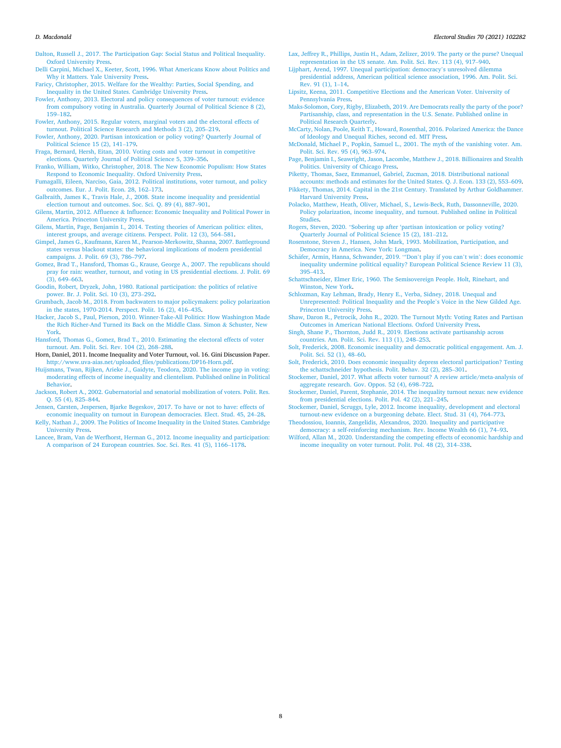Dalton, Russell J., 2017. The Participation Gap: Social Status and Political Inequality. Oxford University Press.

Delli Carpini, Michael X., Keeter, Scott, 1996. What Americans Know about Politics and Why it Matters. Yale University Press.

Faricy, Christopher, 2015. Welfare for the Wealthy: Parties, Social Spending, and Inequality in the United States. Cambridge University Press.

Fowler, Anthony, 2013. Electoral and policy consequences of voter turnout: evidence from compulsory voting in Australia. Quarterly Journal of Political Science 8 (2), 159–182.

Fowler, Anthony, 2015. Regular voters, marginal voters and the electoral effects of turnout. Political Science Research and Methods 3 (2), 205–219.

Fowler, Anthony, 2020. Partisan intoxication or policy voting? Quarterly Journal of Political Science 15 (2), 141–179.

Fraga, Bernard, Hersh, Eitan, 2010. Voting costs and voter turnout in competitive elections. Quarterly Journal of Political Science 5, 339–356.

Franko, William, Witko, Christopher, 2018. The New Economic Populism: How States Respond to Economic Inequality. Oxford University Press.

Fumagalli, Eileen, Narciso, Gaia, 2012. Political institutions, voter turnout, and policy outcomes. Eur. J. Polit. Econ. 28, 162–173.

Galbraith, James K., Travis Hale, J., 2008. State income inequality and presidential election turnout and outcomes. Soc. Sci. Q. 89 (4), 887–901.

Gilens, Martin, 2012. Affluence & Influence: Economic Inequality and Political Power in America. Princeton University Press.

Gilens, Martin, Page, Benjamin I., 2014. Testing theories of American politics: elites, interest groups, and average citizens. Perspect. Polit. 12 (3), 564–581.

Gimpel, James G., Kaufmann, Karen M., Pearson-Merkowitz, Shanna, 2007. Battleground states versus blackout states: the behavioral implications of modern presidential campaigns. J. Polit. 69 (3), 786–797.

Gomez, Brad T., Hansford, Thomas G., Krause, George A., 2007. The republicans should pray for rain: weather, turnout, and voting in US presidential elections. J. Polit. 69 (3), 649–663.

Goodin, Robert, Dryzek, John, 1980. Rational participation: the politics of relative power. Br. J. Polit. Sci. 10 (3), 273–292.

Grumbach, Jacob M., 2018. From backwaters to major policymakers: policy polarization in the states, 1970-2014. Perspect. Polit. 16 (2), 416–435.

Hacker, Jacob S., Paul, Pierson, 2010. Winner-Take-All Politics: How Washington Made the Rich Richer-And Turned its Back on the Middle Class. Simon & Schuster, New York.

Hansford, Thomas G., Gomez, Brad T., 2010. Estimating the electoral effects of voter turnout. Am. Polit. Sci. Rev. 104 (2), 268–288.

Horn, Daniel, 2011. Income Inequality and Voter Turnout, vol. 16. Gini Discussion Paper. http://www.uva-aias.net/uploaded_files/publications/DP16-Horn.pdf.

Huijsmans, Twan, Rijken, Arieke J., Gaidyte, Teodora, 2020. The income gap in voting: moderating effects of income inequality and clientelism. Published online in Political Behavior.

Jackson, Robert A., 2002. Gubernatorial and senatorial mobilization of voters. Polit. Res. Q. 55 (4), 825–844.

Jensen, Carsten, Jespersen, Bjarke Bøgeskov, 2017. To have or not to have: effects of economic inequality on turnout in European democracies. Elect. Stud. 45, 24–28.

Kelly, Nathan J., 2009. The Politics of Income Inequality in the United States. Cambridge University Press.

Lancee, Bram, Van de Werfhorst, Herman G., 2012. Income inequality and participation: A comparison of 24 European countries. Soc. Sci. Res. 41 (5), 1166–1178.

Lax, Jeffrey R., Phillips, Justin H., Adam, Zelizer, 2019. The party or the purse? Unequal representation in the US senate. Am. Polit. Sci. Rev. 113 (4), 917–940.

Lijphart, Arend, 1997. Unequal participation: democracy's unresolved dilemma presidential address, American political science association, 1996. Am. Polit. Sci. Rev. 91 (1), 1–14.

Lipsitz, Keena, 2011. Competitive Elections and the American Voter. University of Pennsylvania Press.

Maks-Solomon, Cory, Rigby, Elizabeth, 2019. Are Democrats really the party of the poor? Partisanship, class, and representation in the U.S. Senate. Published online in Political Research Quarterly.

McCarty, Nolan, Poole, Keith T., Howard, Rosenthal, 2016. Polarized America: the Dance of Ideology and Unequal Riches, second ed. MIT Press.

McDonald, Michael P., Popkin, Samuel L., 2001. The myth of the vanishing voter. Am. Polit. Sci. Rev. 95 (4), 963–974.

Page, Benjamin I., Seawright, Jason, Lacombe, Matthew J., 2018. Billionaires and Stealth Politics. University of Chicago Press.

Piketty, Thomas, Saez, Emmanuel, Gabriel, Zucman, 2018. Distributional national accounts: methods and estimates for the United States. Q. J. Econ. 133 (2), 553–609.

Pikkety, Thomas, 2014. Capital in the 21st Century. Translated by Arthur Goldhammer. Harvard University Press.

Polacko, Matthew, Heath, Oliver, Michael, S., Lewis-Beck, Ruth, Dassonneville, 2020. Policy polarization, income inequality, and turnout. Published online in Political Studies.

Rogers, Steven, 2020. "Sobering up after 'partisan intoxication or policy voting? Quarterly Journal of Political Science 15 (2), 181–212.

Rosenstone, Steven J., Hansen, John Mark, 1993. Mobilization, Participation, and Democracy in America. New York: Longman.

Schäfer, Armin, Hanna, Schwander, 2019. '"Don't play if you can't win': does economic inequality undermine political equality? European Political Science Review 11 (3), 395–413.

Schattschneider, Elmer Eric, 1960. The Semisovereign People. Holt, Rinehart, and Winston, New York.

Schlozman, Kay Lehman, Brady, Henry E., Verba, Sidney, 2018. Unequal and Unrepresented: Political Inequality and the People's Voice in the New Gilded Age. Princeton University Press.

Shaw, Daron R., Petrocik, John R., 2020. The Turnout Myth: Voting Rates and Partisan Outcomes in American National Elections. Oxford University Press.

Singh, Shane P., Thornton, Judd R., 2019. Elections activate partisanship across countries. Am. Polit. Sci. Rev. 113 (1), 248–253.

Solt, Frederick, 2008. Economic inequality and democratic political engagement. Am. J. Polit. Sci. 52 (1), 48–60.

Solt, Frederick, 2010. Does economic inequality depress electoral participation? Testing the schattschneider hypothesis. Polit. Behav. 32 (2), 285–301.

Stockemer, Daniel, 2017. What affects voter turnout? A review article/meta-analysis of aggregate research. Gov. Oppos. 52 (4), 698–722.

Stockemer, Daniel, Parent, Stephanie, 2014. The inequality turnout nexus: new evidence from presidential elections. Polit. Pol. 42 (2), 221–245.

Stockemer, Daniel, Scruggs, Lyle, 2012. Income inequality, development and electoral turnout-new evidence on a burgeoning debate. Elect. Stud. 31 (4), 764–773.

Theodossiou, Ioannis, Zangelidis, Alexandros, 2020. Inequality and participative democracy: a self-reinforcing mechanism. Rev. Income Wealth 66 (1), 74–93.

Wilford, Allan M., 2020. Understanding the competing effects of economic hardship and income inequality on voter turnout. Polit. Pol. 48 (2), 314–338.